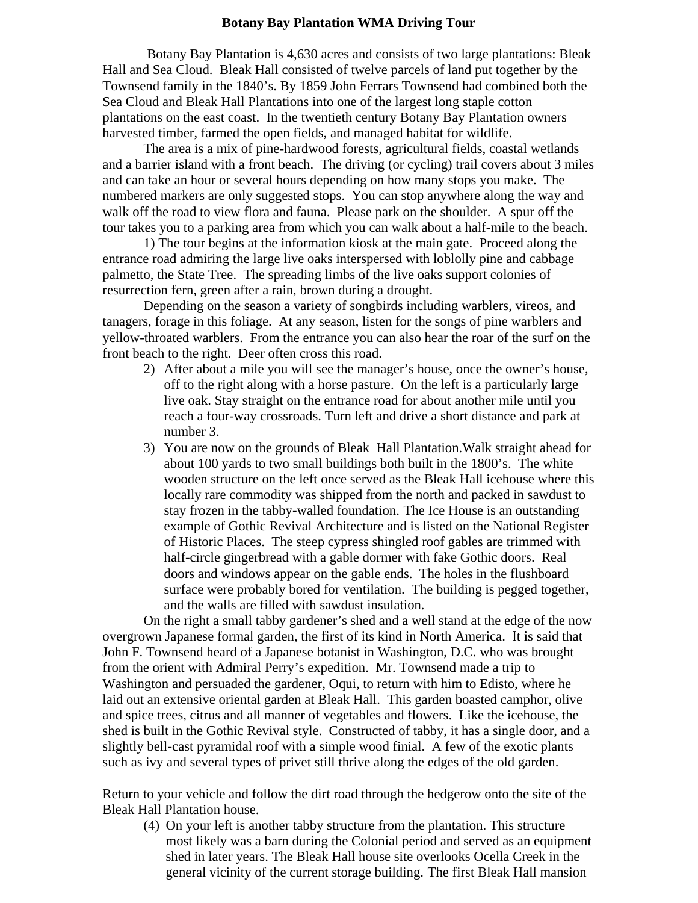# Botany Bay Plantation WMA Driving Tour

Botany Bay Plantation is 4,630 acres and consists of two large plantations: Bleak Hall and Sea Cloud. Bleak Hall consisted of twelve parcels of land put together by the Townsend family in the 1840's. By 1859 John Ferrars Townsend had combined both the Sea Cloud and Bleak Hall Plantations into one of the largest long staple cotton plantations on the east coast. In the twentieth century Botany Bay Plantation owners harvested timber, farmed the open fields, and managed habitat for wildlife.

The area is a mix of pine-hardwood forests, agricultural fields, coastal wetlands and a barrier island with a front beach. The driving (or cycling) trail covers about 3 miles and can take an hour or several hours depending on how many stops you make. The numbered markers are only suggested stops. You can stop anywhere along the way and walk off the road to view flora and fauna. Please park on the shoulder. A spur off the tour takes you to a parking area from which you can walk about a half-mile to the beach.

1) The tour begins at the information kiosk at the main gate. Proceed along the entrance road admiring the large live oaks interspersed with loblolly pine and cabbage palmetto, the State Tree. The spreading limbs of the live oaks support colonies of resurrection fern, green after a rain, brown during a drought.

Depending on the season a variety of songbirds including warblers, vireos, and tanagers, forage in this foliage. At any season, listen for the songs of pine warblers and yellow-throated warblers. From the entrance you can also hear the roar of the surf on the front beach to the right. Deer often cross this road.

2) After about a mile you will see the manager's house, once the owner's house, off to the right along with a horse pasture. On the left is a particularly large live oak. Stay straight on the entrance road for about another mile until you reach a four-way crossroads. Turn left and drive a short distance and park at number 3.

3) You are now on the grounds of Bleak Hall Plantation.Walk straight ahead for about 100 yards to two small buildings both built in the 1800's. The white wooden structure on the left once served as the Bleak Hall icehouse where this locally rare commodity was shipped from the north and packed in sawdust to stay frozen in the tabby-walled foundation. The Ice House is an outstanding example of Gothic Revival Architecture and is listed on the National Register of Historic Places. The steep cypress shingled roof gables are trimmed with half-circle gingerbread with a gable dormer with fake Gothic doors. Real doors and windows appear on the gable ends. The holes in the flushboard surface were probably bored for ventilation. The building is pegged together, and the walls are filled with sawdust insulation.

On the right a small tabby gardener's shed and a well stand at the edge of the now overgrown Japanese formal garden, the first of its kind in North America. It is said that John F. Townsend heard of a Japanese botanist in Washington, D.C. who was brought from the orient with Admiral Perry's expedition. Mr. Townsend made a trip to Washington and persuaded the gardener, Oqui, to return with him to Edisto, where he laid out an extensive oriental garden at Bleak Hall. This garden boasted camphor, olive and spice trees, citrus and all manner of vegetables and flowers. Like the icehouse, the shed is built in the Gothic Revival style. Constructed of tabby, it has a single door, and a slightly bell-cast pyramidal roof with a simple wood finial. A few of the exotic plants such as ivy and several types of privet still thrive along the edges of the old garden.

Return to your vehicle and follow the dirt road through the hedgerow onto the site of the Bleak Hall Plantation house.

(4) On your left is another tabby structure from the plantation. This structure most likely was a barn during the Colonial period and served as an equipment shed in later years. The Bleak Hall house site overlooks Ocella Creek in the general vicinity of the current storage building. The first Bleak Hall mansion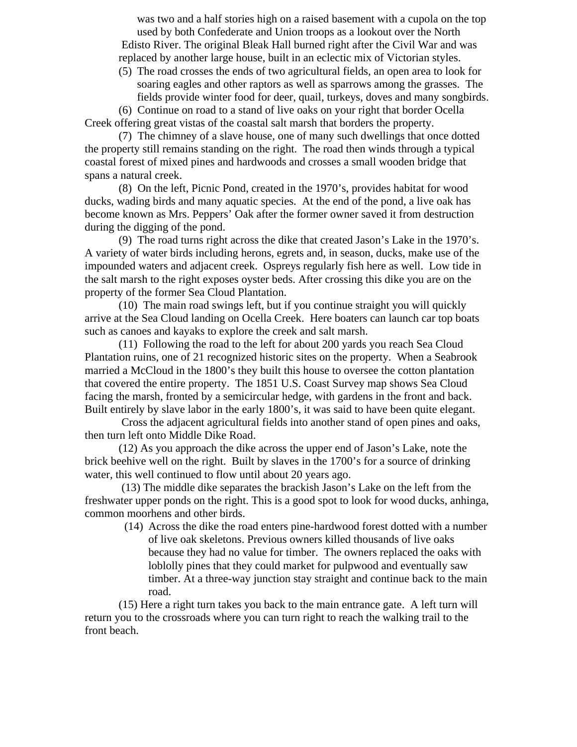was two and a half stories high on a raised basement with a cupola on the top used by both Confederate and Union troops as a lookout over the North Edisto River. The original Bleak Hall burned right after the Civil War and was replaced by another large house, built in an eclectic mix of Victorian styles.

(5) The road crosses the ends of two agricultural fields, an open area to look for soaring eagles and other raptors as well as sparrows among the grasses. The fields provide winter food for deer, quail, turkeys, doves and many songbirds.

(6) Continue on road to a stand of live oaks on your right that border Ocella Creek offering great vistas of the coastal salt marsh that borders the property.

(7) The chimney of a slave house, one of many such dwellings that once dotted the property still remains standing on the right. The road then winds through a typical coastal forest of mixed pines and hardwoods and crosses a small wooden bridge that spans a natural creek.

(8) On the left, Picnic Pond, created in the 1970's, provides habitat for wood ducks, wading birds and many aquatic species. At the end of the pond, a live oak has become known as Mrs. Peppers' Oak after the former owner saved it from destruction during the digging of the pond.

(9) The road turns right across the dike that created Jason's Lake in the 1970's. A variety of water birds including herons, egrets and, in season, ducks, make use of the impounded waters and adjacent creek. Ospreys regularly fish here as well. Low tide in the salt marsh to the right exposes oyster beds. After crossing this dike you are on the property of the former Sea Cloud Plantation.

(10) The main road swings left, but if you continue straight you will quickly arrive at the Sea Cloud landing on Ocella Creek. Here boaters can launch car top boats such as canoes and kayaks to explore the creek and salt marsh.

(11) Following the road to the left for about 200 yards you reach Sea Cloud Plantation ruins, one of 21 recognized historic sites on the property. When a Seabrook married a McCloud in the 1800's they built this house to oversee the cotton plantation that covered the entire property. The 1851 U.S. Coast Survey map shows Sea Cloud facing the marsh, fronted by a semicircular hedge, with gardens in the front and back. Built entirely by slave labor in the early 1800's, it was said to have been quite elegant.

Cross the adjacent agricultural fields into another stand of open pines and oaks, then turn left onto Middle Dike Road.

(12) As you approach the dike across the upper end of Jason's Lake, note the brick beehive well on the right. Built by slaves in the 1700's for a source of drinking water, this well continued to flow until about 20 years ago.

(13) The middle dike separates the brackish Jason's Lake on the left from the freshwater upper ponds on the right. This is a good spot to look for wood ducks, anhinga, common moorhens and other birds.

(14) Across the dike the road enters pine-hardwood forest dotted with a number of live oak skeletons. Previous owners killed thousands of live oaks because they had no value for timber. The owners replaced the oaks with loblolly pines that they could market for pulpwood and eventually saw timber. At a three-way junction stay straight and continue back to the main road.

(15) Here a right turn takes you back to the main entrance gate. A left turn will return you to the crossroads where you can turn right to reach the walking trail to the front beach.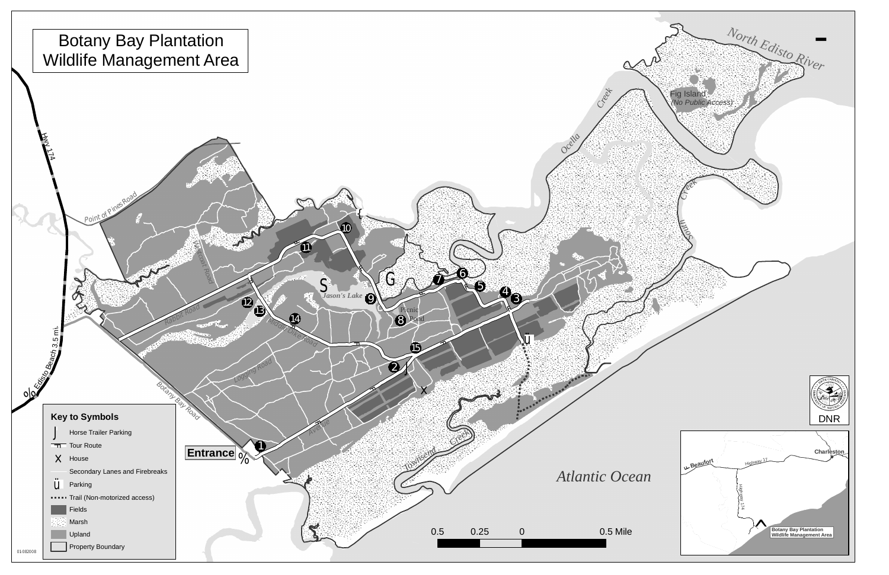# Botany Bay Plantation Wildlife Management Area

North Edisto River

Fig Island
(No Public Access)

Ocella Creek

South Creek

Hwy 174

Point of Pines Road

Wescott Road

Rabbit Road

Middle Dike Road

Jason's Lake

Picnic Pond

Logging Road

Botany Bay Road

Avenue

Townsend Creek

Edisto Beach 3.5 mi.

Entrance

Atlantic Ocean

## Key to Symbols

- Horse Trailer Parking
- Tour Route
- House
- Secondary Lanes and Firebreaks
- Parking
- Trail (Non-motorized access)
- Fields
- Marsh
- Upland
- Property Boundary

0.5 0.25 0 0.5 Mile

Charleston

Beaufort

Highway 17

Highway 174

Botany Bay Plantation Wildlife Management Area

DNR

01082008